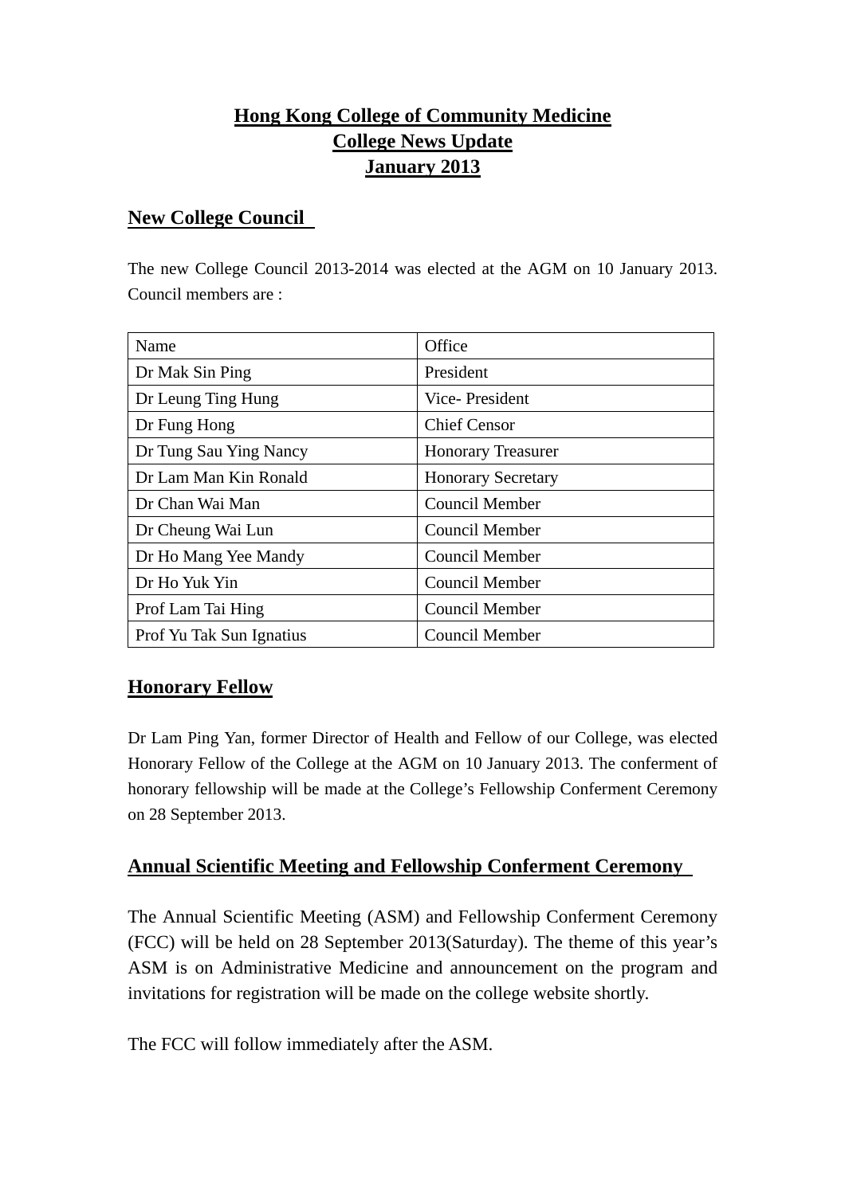# Hong Kong College of Community Medicine
# College News Update
# January 2013

## New College Council

The new College Council 2013-2014 was elected at the AGM on 10 January 2013. Council members are :

| Name | Office |
|---|---|
| Dr Mak Sin Ping | President |
| Dr Leung Ting Hung | Vice- President |
| Dr Fung Hong | Chief Censor |
| Dr Tung Sau Ying Nancy | Honorary Treasurer |
| Dr Lam Man Kin Ronald | Honorary Secretary |
| Dr Chan Wai Man | Council Member |
| Dr Cheung Wai Lun | Council Member |
| Dr Ho Mang Yee Mandy | Council Member |
| Dr Ho Yuk Yin | Council Member |
| Prof Lam Tai Hing | Council Member |
| Prof Yu Tak Sun Ignatius | Council Member |

## Honorary Fellow

Dr Lam Ping Yan, former Director of Health and Fellow of our College, was elected Honorary Fellow of the College at the AGM on 10 January 2013. The conferment of honorary fellowship will be made at the College's Fellowship Conferment Ceremony on 28 September 2013.

## Annual Scientific Meeting and Fellowship Conferment Ceremony

The Annual Scientific Meeting (ASM) and Fellowship Conferment Ceremony (FCC) will be held on 28 September 2013(Saturday). The theme of this year's ASM is on Administrative Medicine and announcement on the program and invitations for registration will be made on the college website shortly.

The FCC will follow immediately after the ASM.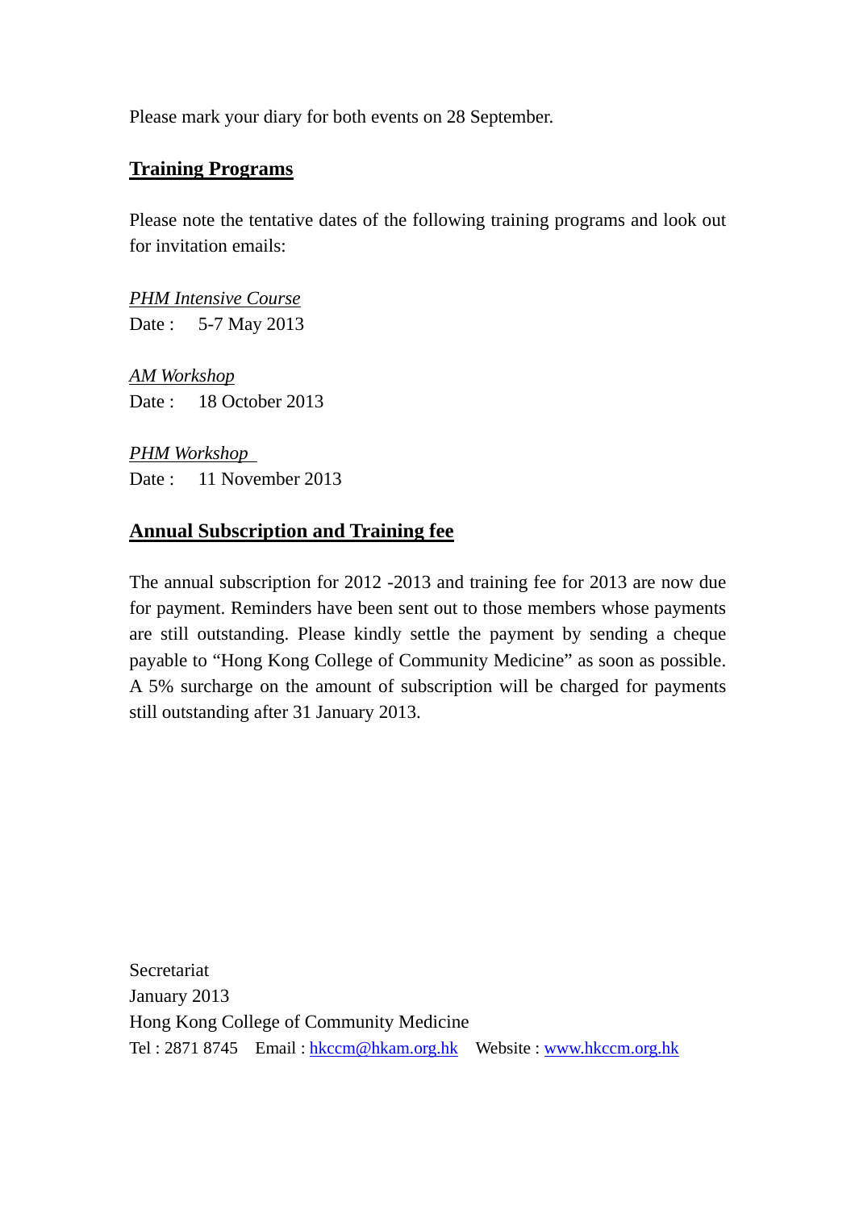Please mark your diary for both events on 28 September.

## Training Programs

Please note the tentative dates of the following training programs and look out for invitation emails:

*PHM Intensive Course*
Date : 5-7 May 2013

*AM Workshop*
Date : 18 October 2013

*PHM Workshop*
Date : 11 November 2013

## Annual Subscription and Training fee

The annual subscription for 2012 -2013 and training fee for 2013 are now due for payment. Reminders have been sent out to those members whose payments are still outstanding. Please kindly settle the payment by sending a cheque payable to "Hong Kong College of Community Medicine" as soon as possible. A 5% surcharge on the amount of subscription will be charged for payments still outstanding after 31 January 2013.

Secretariat
January 2013
Hong Kong College of Community Medicine
Tel : 2871 8745 Email : hkccm@hkam.org.hk Website : www.hkccm.org.hk